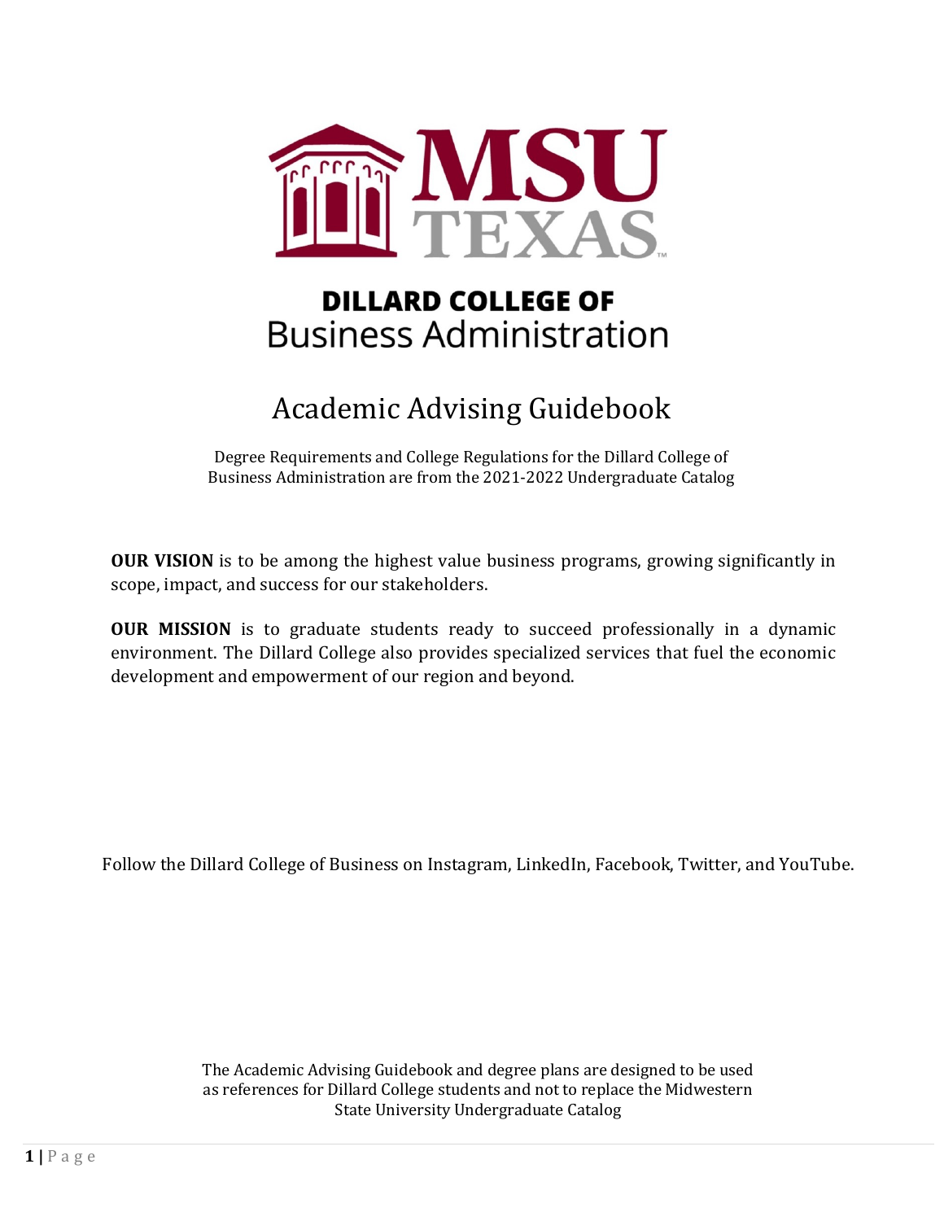# DILLARD COLLEGE OF Business Administration

## Academic Advising Guidebook

Degree Requirements and College Regulations for the Dillard College of Business Administration are from the 2021-2022 Undergraduate Catalog

**OUR VISION** is to be among the highest value business programs, growing significantly in scope, impact, and success for our stakeholders.

**OUR MISSION** is to graduate students ready to succeed professionally in a dynamic environment. The Dillard College also provides specialized services that fuel the economic development and empowerment of our region and beyond.

Follow the Dillard College of Business on Instagram, LinkedIn, Facebook, Twitter, and YouTube.

The Academic Advising Guidebook and degree plans are designed to be used as references for Dillard College students and not to replace the Midwestern State University Undergraduate Catalog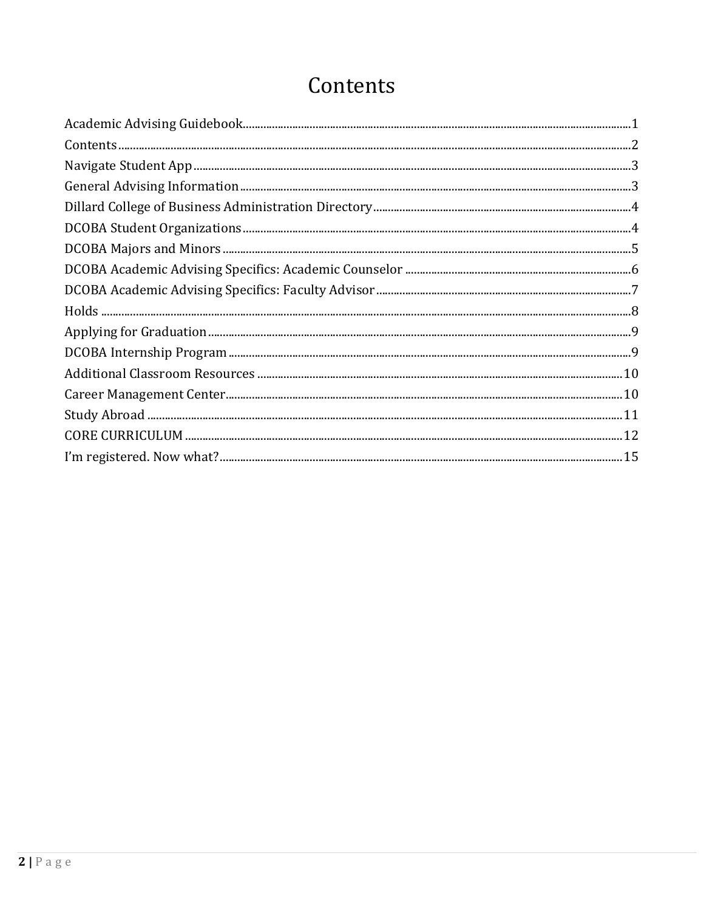# Contents

Academic Advising Guidebook....1
Contents....2
Navigate Student App....3
General Advising Information....3
Dillard College of Business Administration Directory....4
DCOBA Student Organizations....4
DCOBA Majors and Minors....5
DCOBA Academic Advising Specifics: Academic Counselor....6
DCOBA Academic Advising Specifics: Faculty Advisor....7
Holds....8
Applying for Graduation....9
DCOBA Internship Program....9
Additional Classroom Resources....10
Career Management Center....10
Study Abroad....11
CORE CURRICULUM....12
I'm registered. Now what?....15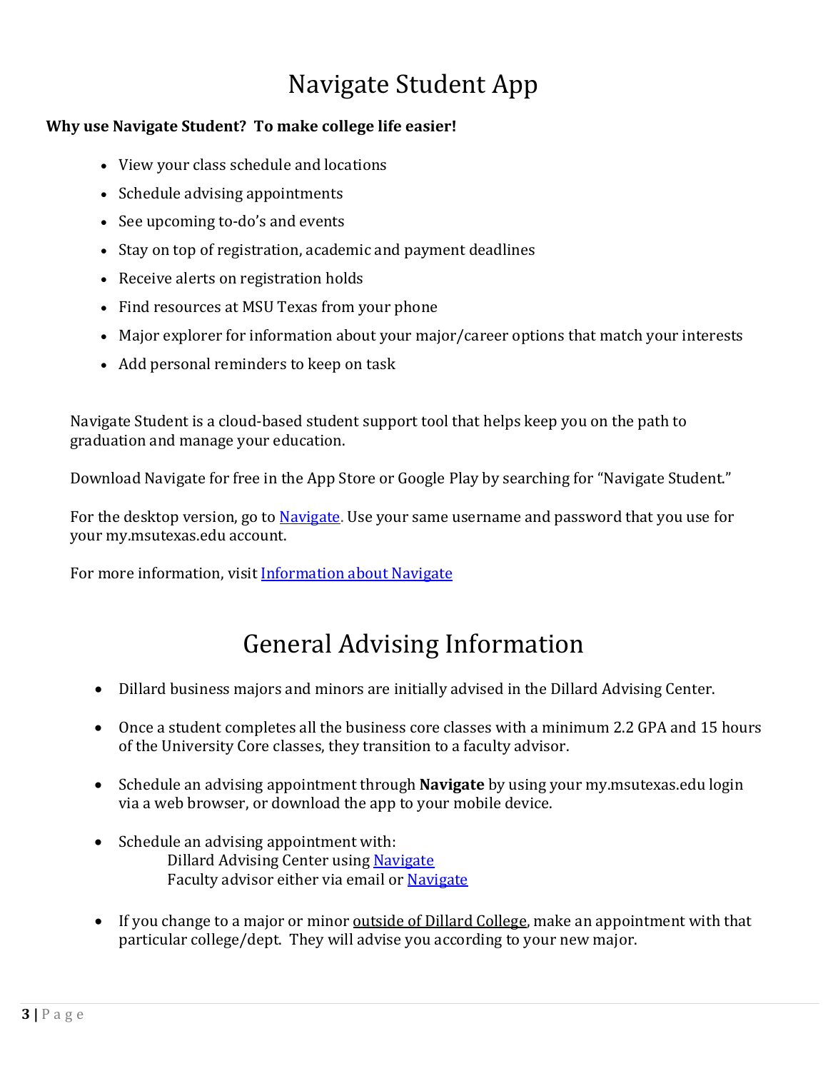# Navigate Student App

**Why use Navigate Student? To make college life easier!**

- View your class schedule and locations
- Schedule advising appointments
- See upcoming to-do's and events
- Stay on top of registration, academic and payment deadlines
- Receive alerts on registration holds
- Find resources at MSU Texas from your phone
- Major explorer for information about your major/career options that match your interests
- Add personal reminders to keep on task

Navigate Student is a cloud-based student support tool that helps keep you on the path to graduation and manage your education.

Download Navigate for free in the App Store or Google Play by searching for "Navigate Student."

For the desktop version, go to Navigate. Use your same username and password that you use for your my.msutexas.edu account.

For more information, visit Information about Navigate

# General Advising Information

- Dillard business majors and minors are initially advised in the Dillard Advising Center.
- Once a student completes all the business core classes with a minimum 2.2 GPA and 15 hours of the University Core classes, they transition to a faculty advisor.
- Schedule an advising appointment through **Navigate** by using your my.msutexas.edu login via a web browser, or download the app to your mobile device.
- Schedule an advising appointment with:
  - Dillard Advising Center using Navigate
  - Faculty advisor either via email or Navigate
- If you change to a major or minor outside of Dillard College, make an appointment with that particular college/dept. They will advise you according to your new major.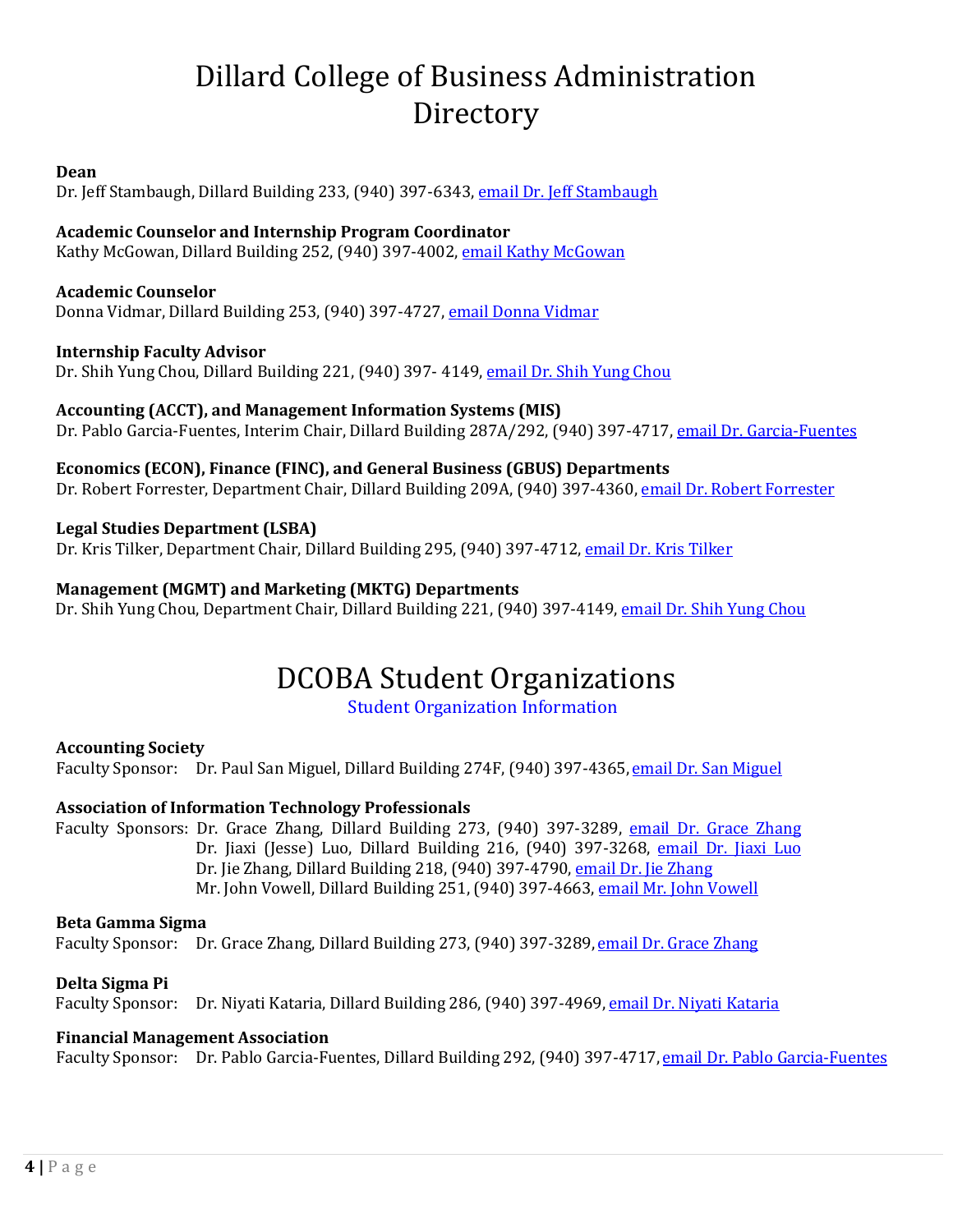# Dillard College of Business Administration Directory

**Dean**
Dr. Jeff Stambaugh, Dillard Building 233, (940) 397-6343, email Dr. Jeff Stambaugh

**Academic Counselor and Internship Program Coordinator**
Kathy McGowan, Dillard Building 252, (940) 397-4002, email Kathy McGowan

**Academic Counselor**
Donna Vidmar, Dillard Building 253, (940) 397-4727, email Donna Vidmar

**Internship Faculty Advisor**
Dr. Shih Yung Chou, Dillard Building 221, (940) 397- 4149, email Dr. Shih Yung Chou

**Accounting (ACCT), and Management Information Systems (MIS)**
Dr. Pablo Garcia-Fuentes, Interim Chair, Dillard Building 287A/292, (940) 397-4717, email Dr. Garcia-Fuentes

**Economics (ECON), Finance (FINC), and General Business (GBUS) Departments**
Dr. Robert Forrester, Department Chair, Dillard Building 209A, (940) 397-4360, email Dr. Robert Forrester

**Legal Studies Department (LSBA)**
Dr. Kris Tilker, Department Chair, Dillard Building 295, (940) 397-4712, email Dr. Kris Tilker

**Management (MGMT) and Marketing (MKTG) Departments**
Dr. Shih Yung Chou, Department Chair, Dillard Building 221, (940) 397-4149, email Dr. Shih Yung Chou

# DCOBA Student Organizations

Student Organization Information

**Accounting Society**
Faculty Sponsor: Dr. Paul San Miguel, Dillard Building 274F, (940) 397-4365, email Dr. San Miguel

**Association of Information Technology Professionals**
Faculty Sponsors: Dr. Grace Zhang, Dillard Building 273, (940) 397-3289, email Dr. Grace Zhang
Dr. Jiaxi (Jesse) Luo, Dillard Building 216, (940) 397-3268, email Dr. Jiaxi Luo
Dr. Jie Zhang, Dillard Building 218, (940) 397-4790, email Dr. Jie Zhang
Mr. John Vowell, Dillard Building 251, (940) 397-4663, email Mr. John Vowell

**Beta Gamma Sigma**
Faculty Sponsor: Dr. Grace Zhang, Dillard Building 273, (940) 397-3289, email Dr. Grace Zhang

**Delta Sigma Pi**
Faculty Sponsor: Dr. Niyati Kataria, Dillard Building 286, (940) 397-4969, email Dr. Niyati Kataria

**Financial Management Association**
Faculty Sponsor: Dr. Pablo Garcia-Fuentes, Dillard Building 292, (940) 397-4717, email Dr. Pablo Garcia-Fuentes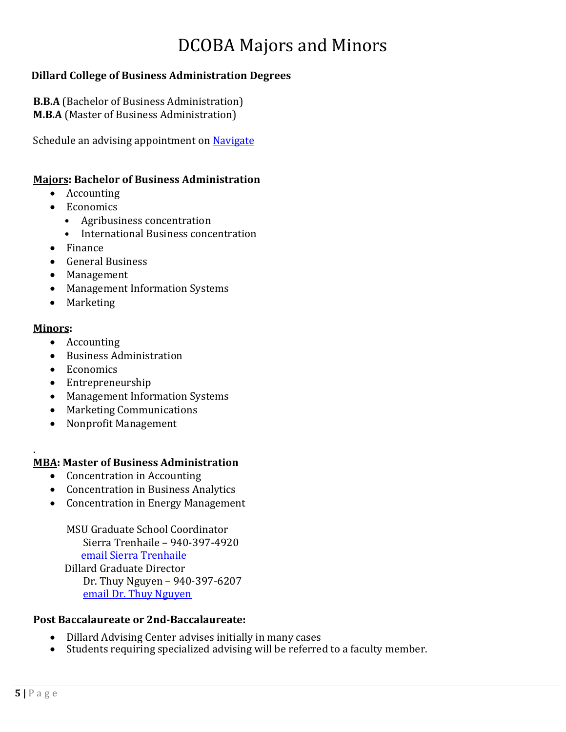# DCOBA Majors and Minors

**Dillard College of Business Administration Degrees**

**B.B.A** (Bachelor of Business Administration)
**M.B.A** (Master of Business Administration)

Schedule an advising appointment on [Navigate]()

**Majors: Bachelor of Business Administration**

- Accounting
- Economics
  - Agribusiness concentration
  - International Business concentration
- Finance
- General Business
- Management
- Management Information Systems
- Marketing

**Minors:**

- Accounting
- Business Administration
- Economics
- Entrepreneurship
- Management Information Systems
- Marketing Communications
- Nonprofit Management

.

**MBA: Master of Business Administration**

- Concentration in Accounting
- Concentration in Business Analytics
- Concentration in Energy Management

MSU Graduate School Coordinator
Sierra Trenhaile – 940-397-4920
[email Sierra Trenhaile]()

Dillard Graduate Director
Dr. Thuy Nguyen – 940-397-6207
[email Dr. Thuy Nguyen]()

**Post Baccalaureate or 2nd-Baccalaureate:**

- Dillard Advising Center advises initially in many cases
- Students requiring specialized advising will be referred to a faculty member.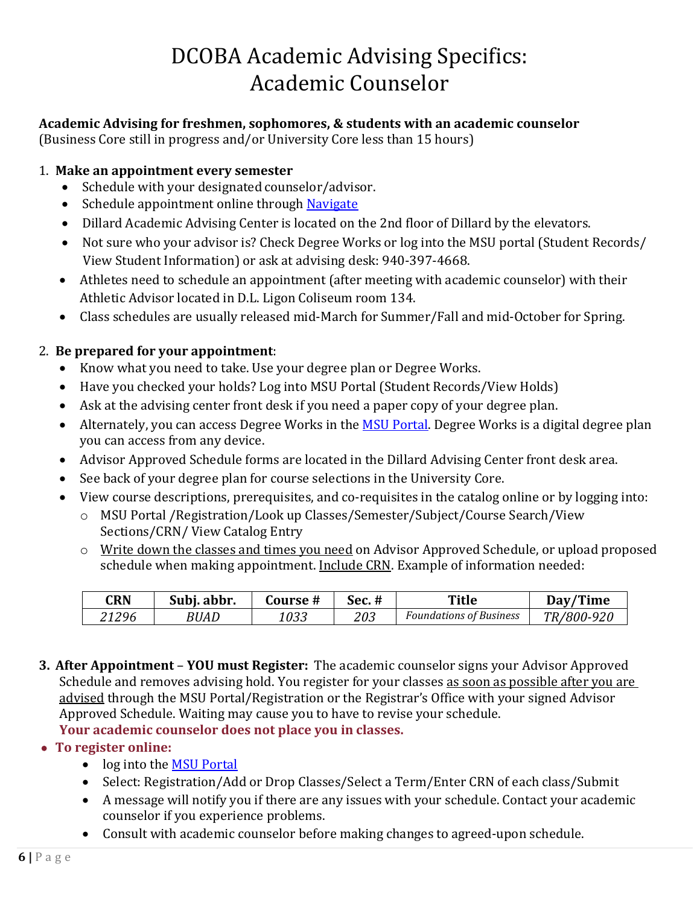# DCOBA Academic Advising Specifics: Academic Counselor

**Academic Advising for freshmen, sophomores, & students with an academic counselor**
(Business Core still in progress and/or University Core less than 15 hours)

1. **Make an appointment every semester**
   - Schedule with your designated counselor/advisor.
   - Schedule appointment online through Navigate
   - Dillard Academic Advising Center is located on the 2nd floor of Dillard by the elevators.
   - Not sure who your advisor is? Check Degree Works or log into the MSU portal (Student Records/ View Student Information) or ask at advising desk: 940-397-4668.
   - Athletes need to schedule an appointment (after meeting with academic counselor) with their Athletic Advisor located in D.L. Ligon Coliseum room 134.
   - Class schedules are usually released mid-March for Summer/Fall and mid-October for Spring.

2. **Be prepared for your appointment**:
   - Know what you need to take. Use your degree plan or Degree Works.
   - Have you checked your holds? Log into MSU Portal (Student Records/View Holds)
   - Ask at the advising center front desk if you need a paper copy of your degree plan.
   - Alternately, you can access Degree Works in the MSU Portal. Degree Works is a digital degree plan you can access from any device.
   - Advisor Approved Schedule forms are located in the Dillard Advising Center front desk area.
   - See back of your degree plan for course selections in the University Core.
   - View course descriptions, prerequisites, and co-requisites in the catalog online or by logging into:
     - MSU Portal /Registration/Look up Classes/Semester/Subject/Course Search/View Sections/CRN/ View Catalog Entry
     - Write down the classes and times you need on Advisor Approved Schedule, or upload proposed schedule when making appointment. Include CRN. Example of information needed:

| CRN | Subj. abbr. | Course # | Sec. # | Title | Day/Time |
|---|---|---|---|---|---|
| *21296* | *BUAD* | *1033* | *203* | *Foundations of Business* | *TR/800-920* |

3. **After Appointment** – **YOU must Register:** The academic counselor signs your Advisor Approved Schedule and removes advising hold. You register for your classes as soon as possible after you are advised through the MSU Portal/Registration or the Registrar's Office with your signed Advisor Approved Schedule. Waiting may cause you to have to revise your schedule.
   **Your academic counselor does not place you in classes.**

- **To register online:**
  - log into the MSU Portal
  - Select: Registration/Add or Drop Classes/Select a Term/Enter CRN of each class/Submit
  - A message will notify you if there are any issues with your schedule. Contact your academic counselor if you experience problems.
  - Consult with academic counselor before making changes to agreed-upon schedule.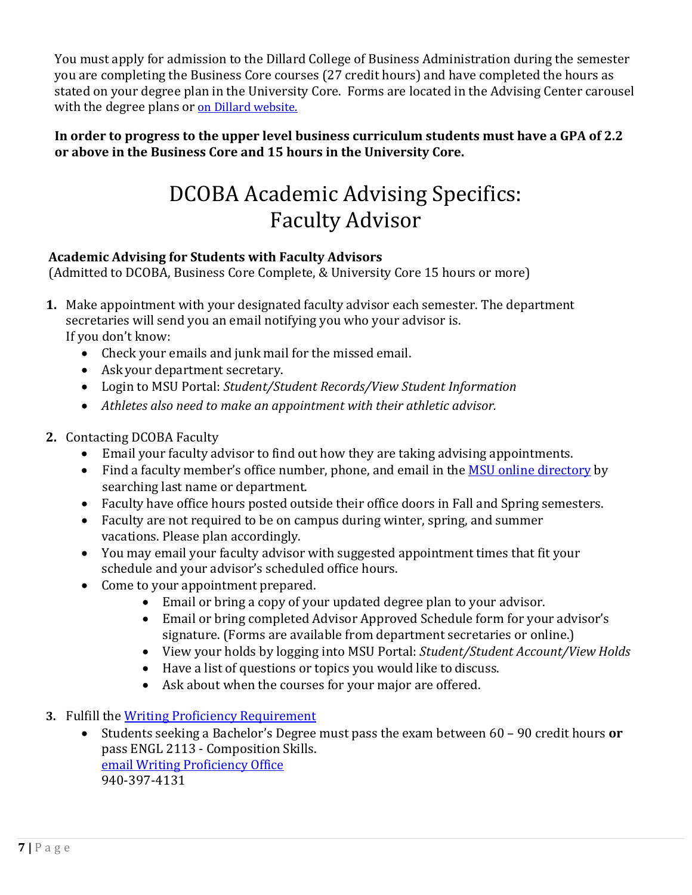You must apply for admission to the Dillard College of Business Administration during the semester you are completing the Business Core courses (27 credit hours) and have completed the hours as stated on your degree plan in the University Core. Forms are located in the Advising Center carousel with the degree plans or on Dillard website.

**In order to progress to the upper level business curriculum students must have a GPA of 2.2 or above in the Business Core and 15 hours in the University Core.**

# DCOBA Academic Advising Specifics: Faculty Advisor

**Academic Advising for Students with Faculty Advisors**
(Admitted to DCOBA, Business Core Complete, & University Core 15 hours or more)

1. Make appointment with your designated faculty advisor each semester. The department secretaries will send you an email notifying you who your advisor is.
   If you don't know:
   - Check your emails and junk mail for the missed email.
   - Ask your department secretary.
   - Login to MSU Portal: *Student/Student Records/View Student Information*
   - *Athletes also need to make an appointment with their athletic advisor.*

2. Contacting DCOBA Faculty
   - Email your faculty advisor to find out how they are taking advising appointments.
   - Find a faculty member's office number, phone, and email in the MSU online directory by searching last name or department.
   - Faculty have office hours posted outside their office doors in Fall and Spring semesters.
   - Faculty are not required to be on campus during winter, spring, and summer vacations. Please plan accordingly.
   - You may email your faculty advisor with suggested appointment times that fit your schedule and your advisor's scheduled office hours.
   - Come to your appointment prepared.
     - Email or bring a copy of your updated degree plan to your advisor.
     - Email or bring completed Advisor Approved Schedule form for your advisor's signature. (Forms are available from department secretaries or online.)
     - View your holds by logging into MSU Portal: *Student/Student Account/View Holds*
     - Have a list of questions or topics you would like to discuss.
     - Ask about when the courses for your major are offered.

3. Fulfill the Writing Proficiency Requirement
   - Students seeking a Bachelor's Degree must pass the exam between 60 – 90 credit hours **or** pass ENGL 2113 - Composition Skills.
     email Writing Proficiency Office
     940-397-4131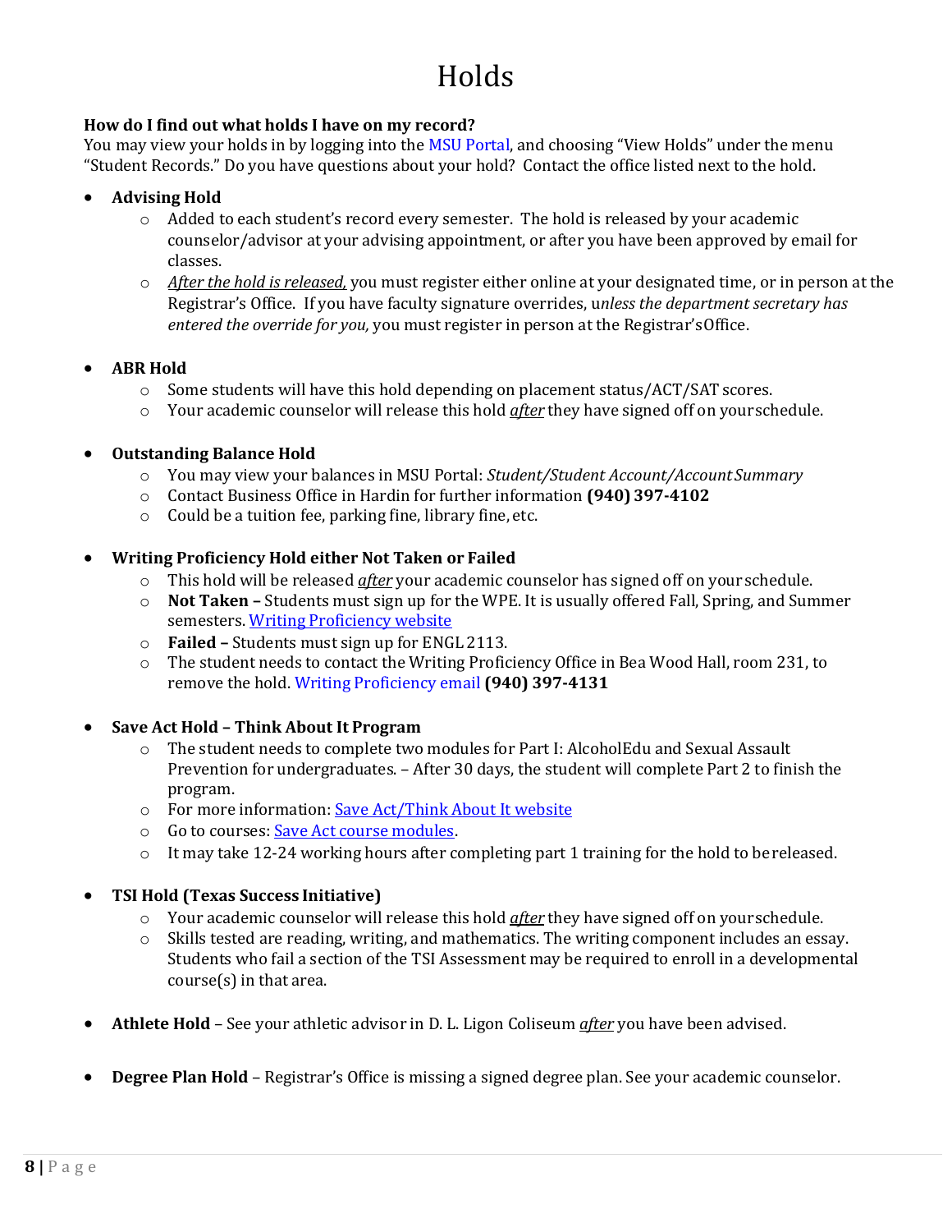# Holds

**How do I find out what holds I have on my record?**
You may view your holds in by logging into the MSU Portal, and choosing "View Holds" under the menu "Student Records." Do you have questions about your hold? Contact the office listed next to the hold.

- **Advising Hold**
  - Added to each student's record every semester. The hold is released by your academic counselor/advisor at your advising appointment, or after you have been approved by email for classes.
  - *After the hold is released,* you must register either online at your designated time, or in person at the Registrar's Office. If you have faculty signature overrides, u*nless the department secretary has entered the override for you,* you must register in person at the Registrar's Office.

- **ABR Hold**
  - Some students will have this hold depending on placement status/ACT/SAT scores.
  - Your academic counselor will release this hold *after* they have signed off on your schedule.

- **Outstanding Balance Hold**
  - You may view your balances in MSU Portal: *Student/Student Account/Account Summary*
  - Contact Business Office in Hardin for further information **(940) 397-4102**
  - Could be a tuition fee, parking fine, library fine, etc.

- **Writing Proficiency Hold either Not Taken or Failed**
  - This hold will be released *after* your academic counselor has signed off on your schedule.
  - **Not Taken –** Students must sign up for the WPE. It is usually offered Fall, Spring, and Summer semesters. Writing Proficiency website
  - **Failed –** Students must sign up for ENGL 2113.
  - The student needs to contact the Writing Proficiency Office in Bea Wood Hall, room 231, to remove the hold. Writing Proficiency email **(940) 397-4131**

- **Save Act Hold – Think About It Program**
  - The student needs to complete two modules for Part I: AlcoholEdu and Sexual Assault Prevention for undergraduates. – After 30 days, the student will complete Part 2 to finish the program.
  - For more information: Save Act/Think About It website
  - Go to courses: Save Act course modules.
  - It may take 12-24 working hours after completing part 1 training for the hold to be released.

- **TSI Hold (Texas Success Initiative)**
  - Your academic counselor will release this hold *after* they have signed off on your schedule.
  - Skills tested are reading, writing, and mathematics. The writing component includes an essay. Students who fail a section of the TSI Assessment may be required to enroll in a developmental course(s) in that area.

- **Athlete Hold** – See your athletic advisor in D. L. Ligon Coliseum *after* you have been advised.

- **Degree Plan Hold** – Registrar's Office is missing a signed degree plan. See your academic counselor.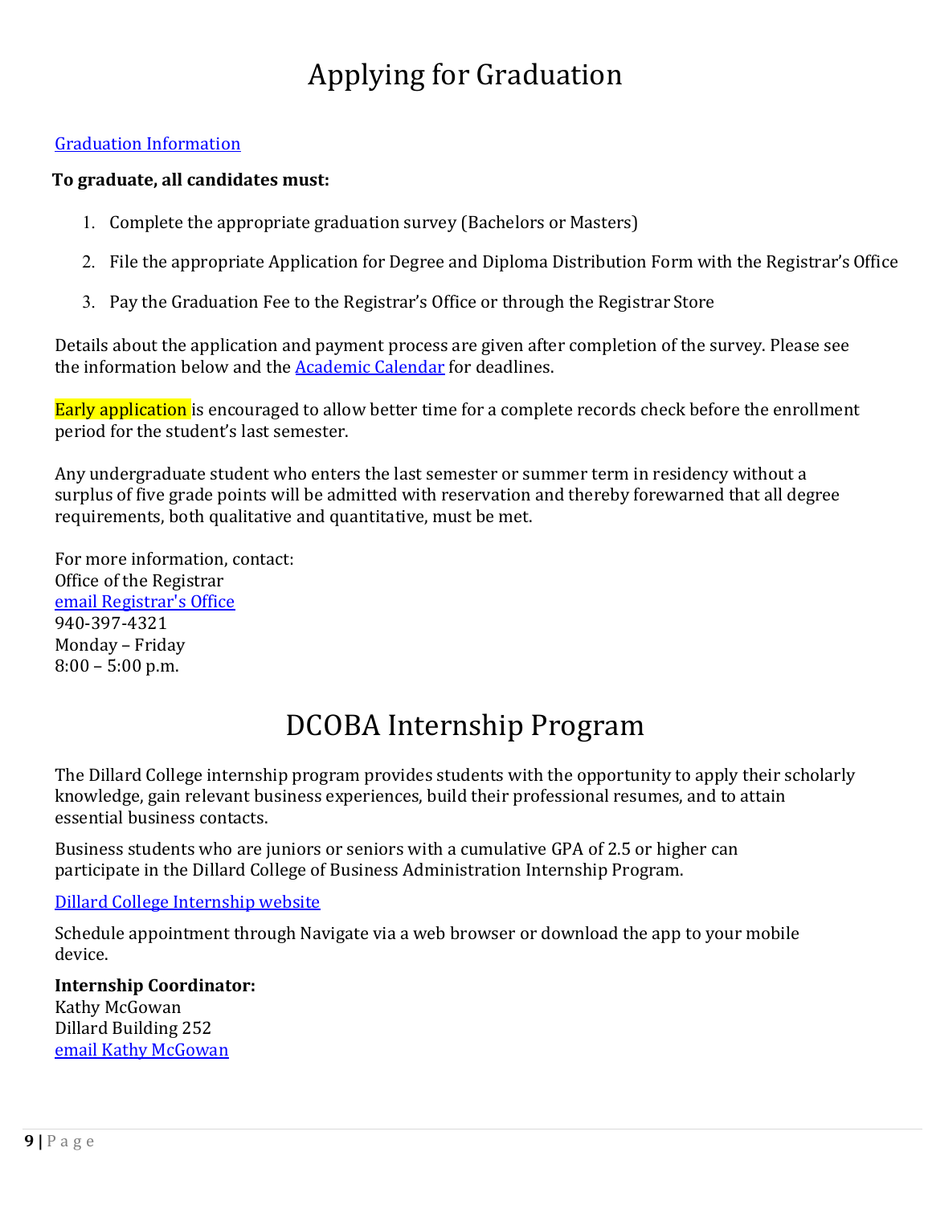# Applying for Graduation

Graduation Information

**To graduate, all candidates must:**

1. Complete the appropriate graduation survey (Bachelors or Masters)
2. File the appropriate Application for Degree and Diploma Distribution Form with the Registrar's Office
3. Pay the Graduation Fee to the Registrar's Office or through the Registrar Store

Details about the application and payment process are given after completion of the survey. Please see the information below and the Academic Calendar for deadlines.

Early application is encouraged to allow better time for a complete records check before the enrollment period for the student's last semester.

Any undergraduate student who enters the last semester or summer term in residency without a surplus of five grade points will be admitted with reservation and thereby forewarned that all degree requirements, both qualitative and quantitative, must be met.

For more information, contact:
Office of the Registrar
email Registrar's Office
940-397-4321
Monday – Friday
8:00 – 5:00 p.m.

# DCOBA Internship Program

The Dillard College internship program provides students with the opportunity to apply their scholarly knowledge, gain relevant business experiences, build their professional resumes, and to attain essential business contacts.

Business students who are juniors or seniors with a cumulative GPA of 2.5 or higher can participate in the Dillard College of Business Administration Internship Program.

Dillard College Internship website

Schedule appointment through Navigate via a web browser or download the app to your mobile device.

**Internship Coordinator:**
Kathy McGowan
Dillard Building 252
email Kathy McGowan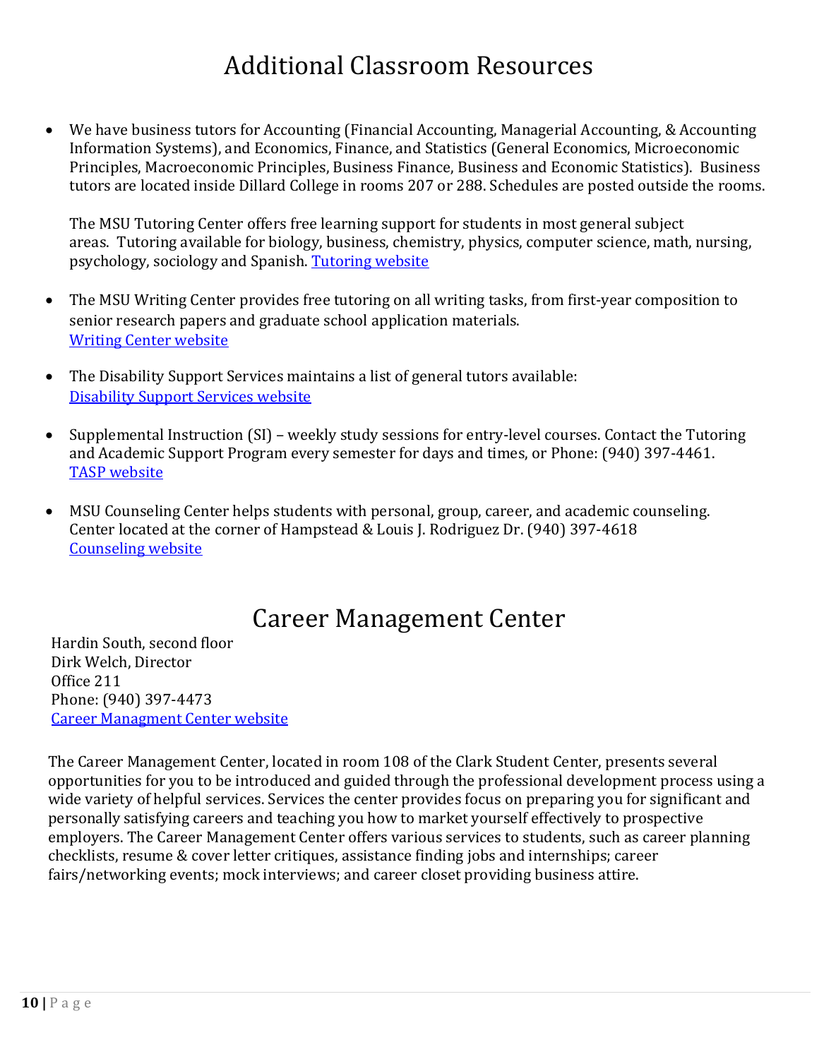# Additional Classroom Resources

- We have business tutors for Accounting (Financial Accounting, Managerial Accounting, & Accounting Information Systems), and Economics, Finance, and Statistics (General Economics, Microeconomic Principles, Macroeconomic Principles, Business Finance, Business and Economic Statistics). Business tutors are located inside Dillard College in rooms 207 or 288. Schedules are posted outside the rooms.

  The MSU Tutoring Center offers free learning support for students in most general subject areas. Tutoring available for biology, business, chemistry, physics, computer science, math, nursing, psychology, sociology and Spanish. Tutoring website

- The MSU Writing Center provides free tutoring on all writing tasks, from first-year composition to senior research papers and graduate school application materials.
  Writing Center website

- The Disability Support Services maintains a list of general tutors available:
  Disability Support Services website

- Supplemental Instruction (SI) – weekly study sessions for entry-level courses. Contact the Tutoring and Academic Support Program every semester for days and times, or Phone: (940) 397-4461.
  TASP website

- MSU Counseling Center helps students with personal, group, career, and academic counseling. Center located at the corner of Hampstead & Louis J. Rodriguez Dr. (940) 397-4618
  Counseling website

# Career Management Center

Hardin South, second floor
Dirk Welch, Director
Office 211
Phone: (940) 397-4473
Career Managment Center website

The Career Management Center, located in room 108 of the Clark Student Center, presents several opportunities for you to be introduced and guided through the professional development process using a wide variety of helpful services. Services the center provides focus on preparing you for significant and personally satisfying careers and teaching you how to market yourself effectively to prospective employers. The Career Management Center offers various services to students, such as career planning checklists, resume & cover letter critiques, assistance finding jobs and internships; career fairs/networking events; mock interviews; and career closet providing business attire.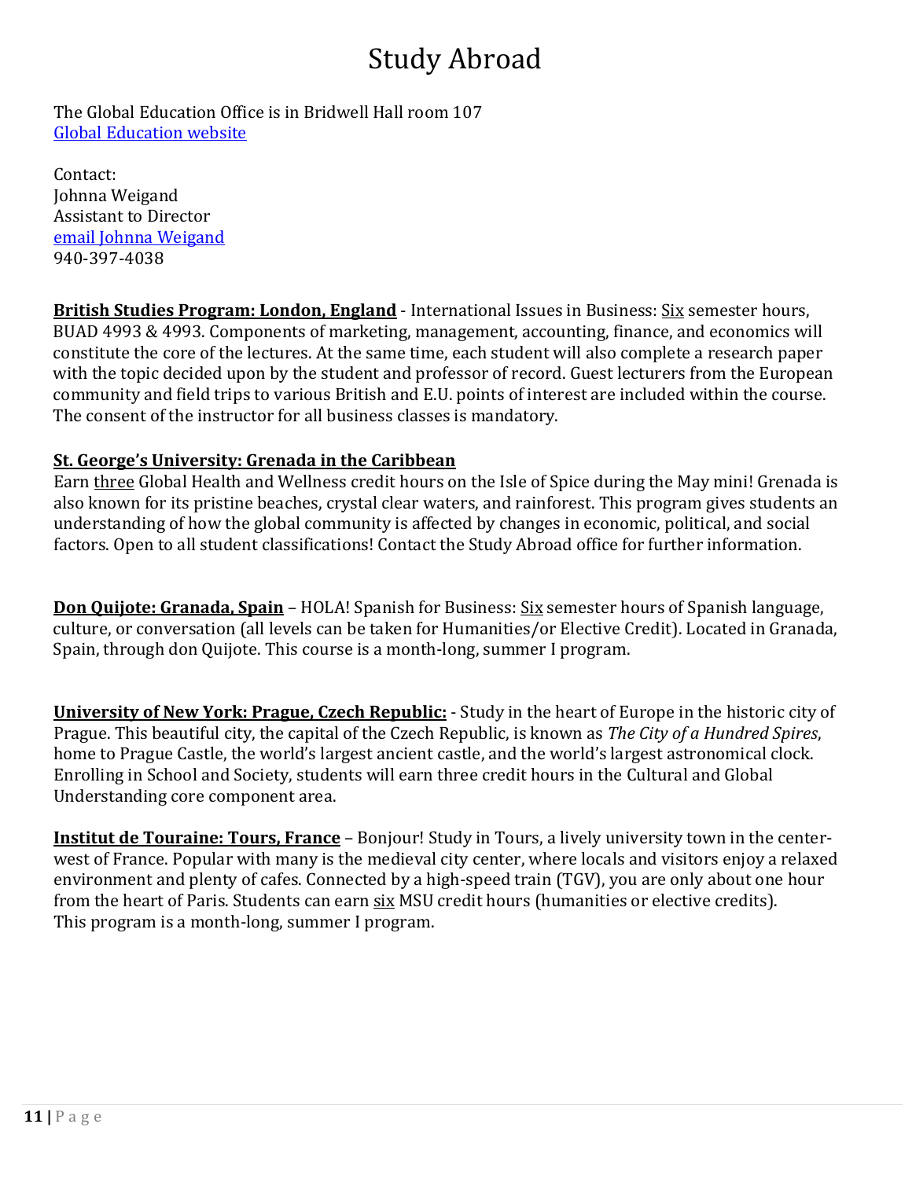# Study Abroad

The Global Education Office is in Bridwell Hall room 107
Global Education website

Contact:
Johnna Weigand
Assistant to Director
email Johnna Weigand
940-397-4038

**British Studies Program: London, England** - International Issues in Business: Six semester hours, BUAD 4993 & 4993. Components of marketing, management, accounting, finance, and economics will constitute the core of the lectures. At the same time, each student will also complete a research paper with the topic decided upon by the student and professor of record. Guest lecturers from the European community and field trips to various British and E.U. points of interest are included within the course. The consent of the instructor for all business classes is mandatory.

**St. George's University: Grenada in the Caribbean**
Earn three Global Health and Wellness credit hours on the Isle of Spice during the May mini! Grenada is also known for its pristine beaches, crystal clear waters, and rainforest. This program gives students an understanding of how the global community is affected by changes in economic, political, and social factors. Open to all student classifications! Contact the Study Abroad office for further information.

**Don Quijote: Granada, Spain** – HOLA! Spanish for Business: Six semester hours of Spanish language, culture, or conversation (all levels can be taken for Humanities/or Elective Credit). Located in Granada, Spain, through don Quijote. This course is a month-long, summer I program.

**University of New York: Prague, Czech Republic:** - Study in the heart of Europe in the historic city of Prague. This beautiful city, the capital of the Czech Republic, is known as *The City of a Hundred Spires*, home to Prague Castle, the world's largest ancient castle, and the world's largest astronomical clock. Enrolling in School and Society, students will earn three credit hours in the Cultural and Global Understanding core component area.

**Institut de Touraine: Tours, France** – Bonjour! Study in Tours, a lively university town in the center-west of France. Popular with many is the medieval city center, where locals and visitors enjoy a relaxed environment and plenty of cafes. Connected by a high-speed train (TGV), you are only about one hour from the heart of Paris. Students can earn six MSU credit hours (humanities or elective credits). This program is a month-long, summer I program.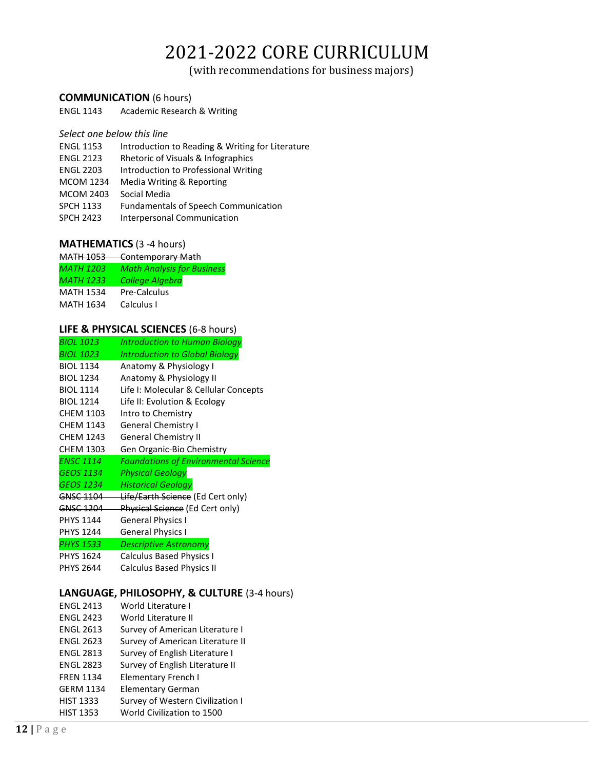# 2021-2022 CORE CURRICULUM

(with recommendations for business majors)

**COMMUNICATION** (6 hours)

ENGL 1143 Academic Research & Writing

*Select one below this line*

ENGL 1153 Introduction to Reading & Writing for Literature
ENGL 2123 Rhetoric of Visuals & Infographics
ENGL 2203 Introduction to Professional Writing
MCOM 1234 Media Writing & Reporting
MCOM 2403 Social Media
SPCH 1133 Fundamentals of Speech Communication
SPCH 2423 Interpersonal Communication

**MATHEMATICS** (3 -4 hours)

~~MATH 1053 Contemporary Math~~
*MATH 1203 Math Analysis for Business*
*MATH 1233 College Algebra*
MATH 1534 Pre-Calculus
MATH 1634 Calculus I

**LIFE & PHYSICAL SCIENCES** (6-8 hours)

*BIOL 1013 Introduction to Human Biology*
*BIOL 1023 Introduction to Global Biology*
BIOL 1134 Anatomy & Physiology I
BIOL 1234 Anatomy & Physiology II
BIOL 1114 Life I: Molecular & Cellular Concepts
BIOL 1214 Life II: Evolution & Ecology
CHEM 1103 Intro to Chemistry
CHEM 1143 General Chemistry I
CHEM 1243 General Chemistry II
CHEM 1303 Gen Organic-Bio Chemistry
*ENSC 1114 Foundations of Environmental Science*
*GEOS 1134 Physical Geology*
*GEOS 1234 Historical Geology*
~~GNSC 1104 Life/Earth Science~~ (Ed Cert only)
~~GNSC 1204 Physical Science~~ (Ed Cert only)
PHYS 1144 General Physics I
PHYS 1244 General Physics I
*PHYS 1533 Descriptive Astronomy*
PHYS 1624 Calculus Based Physics I
PHYS 2644 Calculus Based Physics II

**LANGUAGE, PHILOSOPHY, & CULTURE** (3-4 hours)

ENGL 2413 World Literature I
ENGL 2423 World Literature II
ENGL 2613 Survey of American Literature I
ENGL 2623 Survey of American Literature II
ENGL 2813 Survey of English Literature I
ENGL 2823 Survey of English Literature II
FREN 1134 Elementary French I
GERM 1134 Elementary German
HIST 1333 Survey of Western Civilization I
HIST 1353 World Civilization to 1500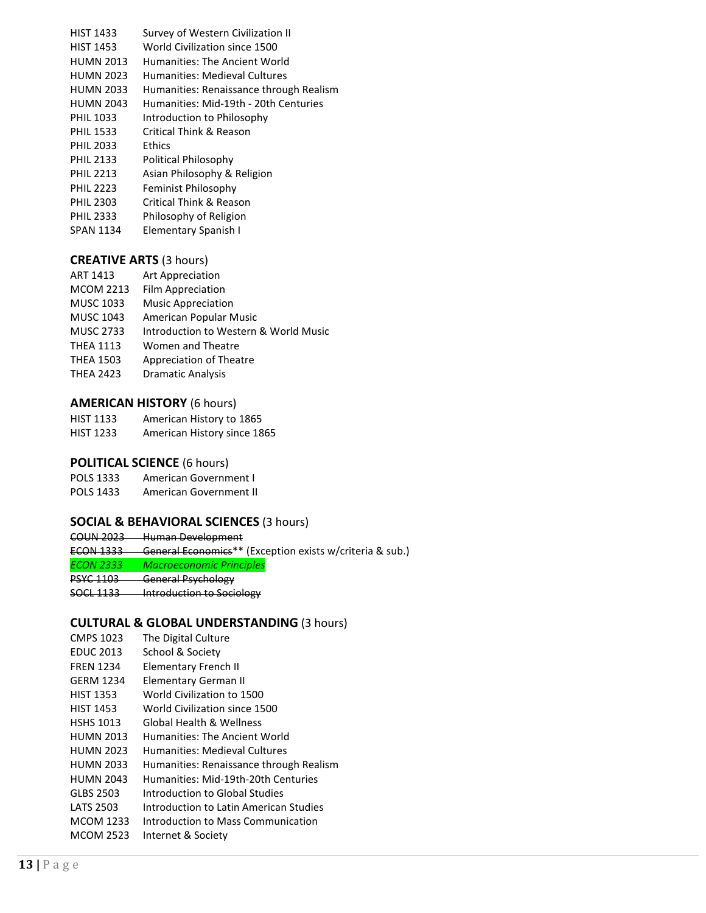HIST 1433 Survey of Western Civilization II
HIST 1453 World Civilization since 1500
HUMN 2013 Humanities: The Ancient World
HUMN 2023 Humanities: Medieval Cultures
HUMN 2033 Humanities: Renaissance through Realism
HUMN 2043 Humanities: Mid-19th - 20th Centuries
PHIL 1033 Introduction to Philosophy
PHIL 1533 Critical Think & Reason
PHIL 2033 Ethics
PHIL 2133 Political Philosophy
PHIL 2213 Asian Philosophy & Religion
PHIL 2223 Feminist Philosophy
PHIL 2303 Critical Think & Reason
PHIL 2333 Philosophy of Religion
SPAN 1134 Elementary Spanish I

### **CREATIVE ARTS** (3 hours)

ART 1413 Art Appreciation
MCOM 2213 Film Appreciation
MUSC 1033 Music Appreciation
MUSC 1043 American Popular Music
MUSC 2733 Introduction to Western & World Music
THEA 1113 Women and Theatre
THEA 1503 Appreciation of Theatre
THEA 2423 Dramatic Analysis

### **AMERICAN HISTORY** (6 hours)

HIST 1133 American History to 1865
HIST 1233 American History since 1865

### **POLITICAL SCIENCE** (6 hours)

POLS 1333 American Government I
POLS 1433 American Government II

### **SOCIAL & BEHAVIORAL SCIENCES** (3 hours)

~~COUN 2023 Human Development~~
~~ECON 1333 General Economics~~** (Exception exists w/criteria & sub.)
*ECON 2333 Macroeconomic Principles*
~~PSYC 1103 General Psychology~~
~~SOCL 1133 Introduction to Sociology~~

### **CULTURAL & GLOBAL UNDERSTANDING** (3 hours)

CMPS 1023 The Digital Culture
EDUC 2013 School & Society
FREN 1234 Elementary French II
GERM 1234 Elementary German II
HIST 1353 World Civilization to 1500
HIST 1453 World Civilization since 1500
HSHS 1013 Global Health & Wellness
HUMN 2013 Humanities: The Ancient World
HUMN 2023 Humanities: Medieval Cultures
HUMN 2033 Humanities: Renaissance through Realism
HUMN 2043 Humanities: Mid-19th-20th Centuries
GLBS 2503 Introduction to Global Studies
LATS 2503 Introduction to Latin American Studies
MCOM 1233 Introduction to Mass Communication
MCOM 2523 Internet & Society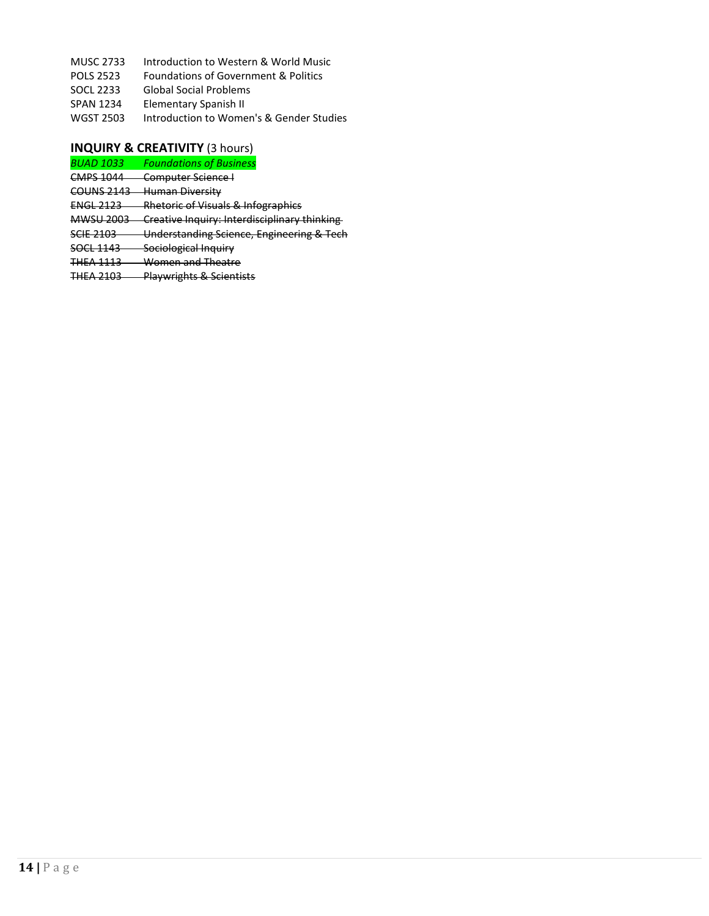MUSC 2733 Introduction to Western & World Music
POLS 2523 Foundations of Government & Politics
SOCL 2233 Global Social Problems
SPAN 1234 Elementary Spanish II
WGST 2503 Introduction to Women's & Gender Studies

**INQUIRY & CREATIVITY** (3 hours)

*BUAD 1033 Foundations of Business*
~~CMPS 1044 Computer Science I~~
~~COUNS 2143 Human Diversity~~
~~ENGL 2123 Rhetoric of Visuals & Infographics~~
~~MWSU 2003 Creative Inquiry: Interdisciplinary thinking~~
~~SCIE 2103 Understanding Science, Engineering & Tech~~
~~SOCL 1143 Sociological Inquiry~~
~~THEA 1113 Women and Theatre~~
~~THEA 2103 Playwrights & Scientists~~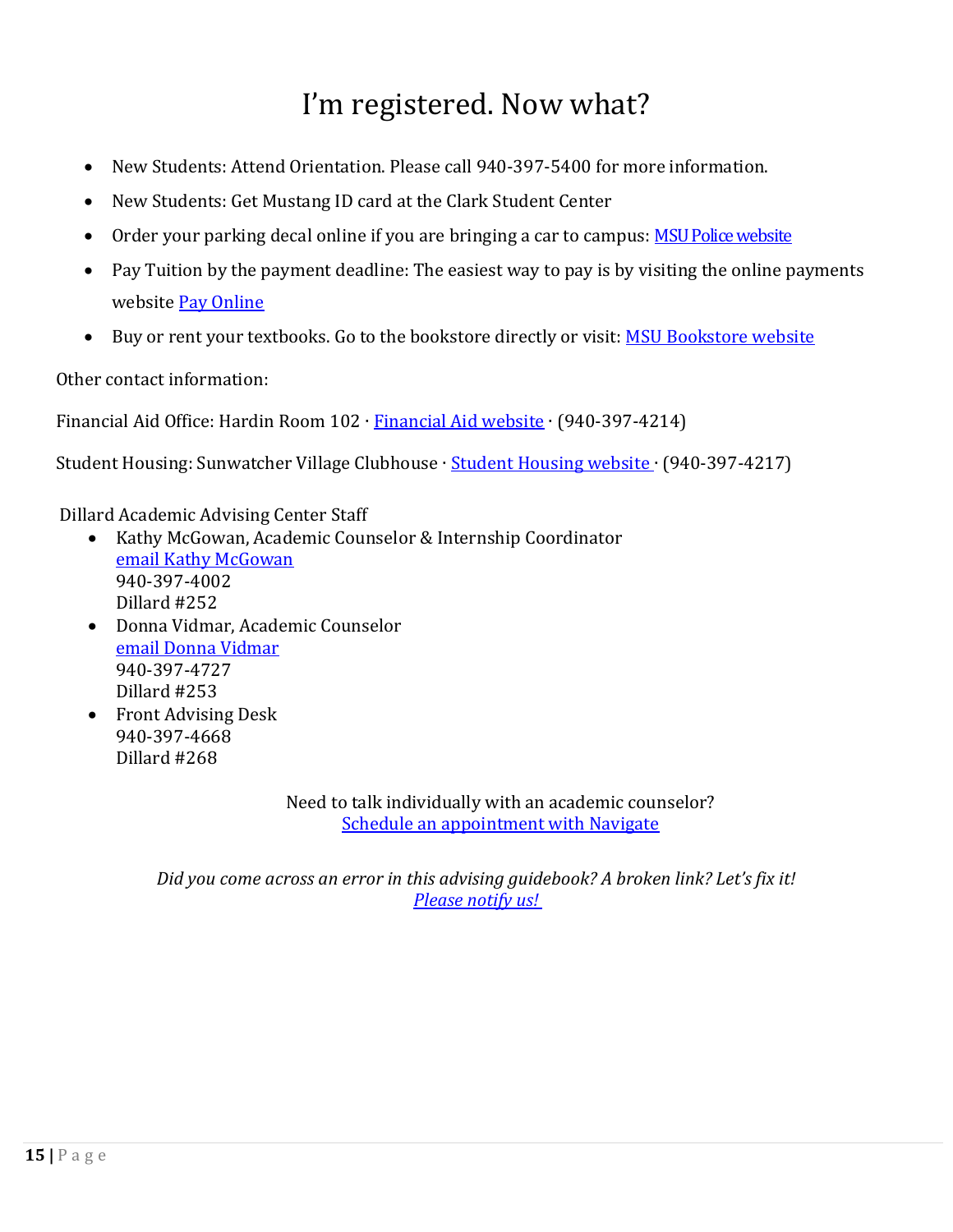# I'm registered. Now what?

- New Students: Attend Orientation. Please call 940-397-5400 for more information.
- New Students: Get Mustang ID card at the Clark Student Center
- Order your parking decal online if you are bringing a car to campus: MSU Police website
- Pay Tuition by the payment deadline: The easiest way to pay is by visiting the online payments website Pay Online
- Buy or rent your textbooks. Go to the bookstore directly or visit: MSU Bookstore website

Other contact information:

Financial Aid Office: Hardin Room 102 · Financial Aid website · (940-397-4214)

Student Housing: Sunwatcher Village Clubhouse · Student Housing website · (940-397-4217)

Dillard Academic Advising Center Staff

- Kathy McGowan, Academic Counselor & Internship Coordinator
  email Kathy McGowan
  940-397-4002
  Dillard #252
- Donna Vidmar, Academic Counselor
  email Donna Vidmar
  940-397-4727
  Dillard #253
- Front Advising Desk
  940-397-4668
  Dillard #268

Need to talk individually with an academic counselor?
Schedule an appointment with Navigate

*Did you come across an error in this advising guidebook? A broken link? Let's fix it!*
*Please notify us!*